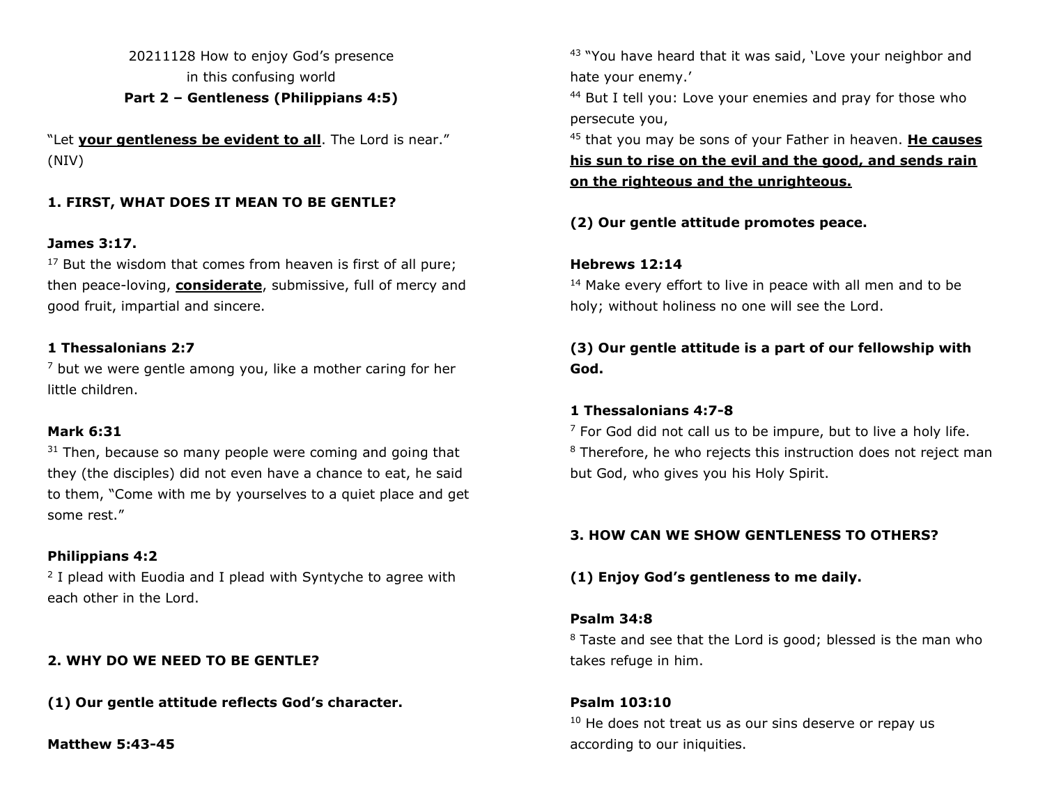20211128 How to enjoy God's presence in this confusing world

**Part 2 – Gentleness (Philippians 4:5)**

"Let **your gentleness be evident to all**. The Lord is near." (NIV)

**1. FIRST, WHAT DOES IT MEAN TO BE GENTLE?**

**James 3:17.**

[17] But the wisdom that comes from heaven is first of all pure; then peace-loving, **considerate**, submissive, full of mercy and good fruit, impartial and sincere.

**1 Thessalonians 2:7**

[7] but we were gentle among you, like a mother caring for her little children.

**Mark 6:31**

[31] Then, because so many people were coming and going that they (the disciples) did not even have a chance to eat, he said to them, "Come with me by yourselves to a quiet place and get some rest."

**Philippians 4:2**

[2] I plead with Euodia and I plead with Syntyche to agree with each other in the Lord.

**2. WHY DO WE NEED TO BE GENTLE?**

**(1) Our gentle attitude reflects God's character.**

**Matthew 5:43-45**

[43] "You have heard that it was said, 'Love your neighbor and hate your enemy.'

[44] But I tell you: Love your enemies and pray for those who persecute you,

[45] that you may be sons of your Father in heaven. **He causes his sun to rise on the evil and the good, and sends rain on the righteous and the unrighteous.**

**(2) Our gentle attitude promotes peace.**

**Hebrews 12:14**

[14] Make every effort to live in peace with all men and to be holy; without holiness no one will see the Lord.

**(3) Our gentle attitude is a part of our fellowship with God.**

**1 Thessalonians 4:7-8**

[7] For God did not call us to be impure, but to live a holy life.

[8] Therefore, he who rejects this instruction does not reject man but God, who gives you his Holy Spirit.

**3. HOW CAN WE SHOW GENTLENESS TO OTHERS?**

**(1) Enjoy God's gentleness to me daily.**

**Psalm 34:8**

[8] Taste and see that the Lord is good; blessed is the man who takes refuge in him.

**Psalm 103:10**

[10] He does not treat us as our sins deserve or repay us according to our iniquities.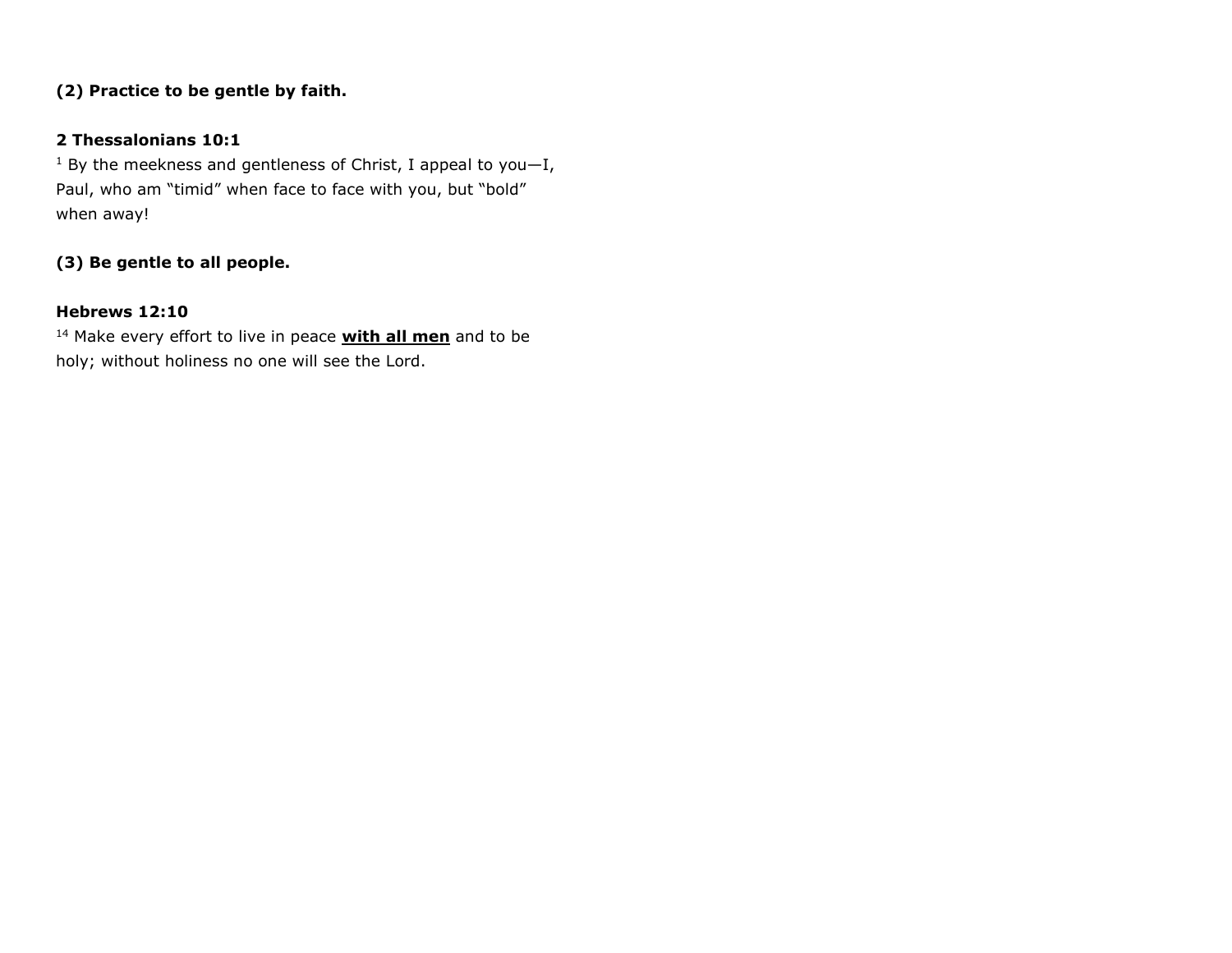**(2) Practice to be gentle by faith.**

**2 Thessalonians 10:1**

[1] By the meekness and gentleness of Christ, I appeal to you—I, Paul, who am "timid" when face to face with you, but "bold" when away!

**(3) Be gentle to all people.**

**Hebrews 12:10**

[14] Make every effort to live in peace **<u>with all men</u>** and to be holy; without holiness no one will see the Lord.